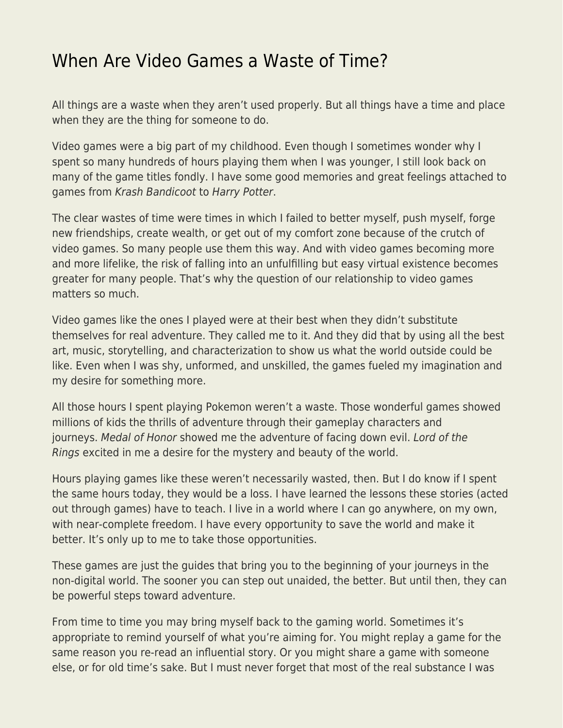# When Are Video Games a Waste of Time?

All things are a waste when they aren't used properly. But all things have a time and place when they are the thing for someone to do.

Video games were a big part of my childhood. Even though I sometimes wonder why I spent so many hundreds of hours playing them when I was younger, I still look back on many of the game titles fondly. I have some good memories and great feelings attached to games from *Krash Bandicoot* to *Harry Potter*.

The clear wastes of time were times in which I failed to better myself, push myself, forge new friendships, create wealth, or get out of my comfort zone because of the crutch of video games. So many people use them this way. And with video games becoming more and more lifelike, the risk of falling into an unfulfilling but easy virtual existence becomes greater for many people. That's why the question of our relationship to video games matters so much.

Video games like the ones I played were at their best when they didn't substitute themselves for real adventure. They called me to it. And they did that by using all the best art, music, storytelling, and characterization to show us what the world outside could be like. Even when I was shy, unformed, and unskilled, the games fueled my imagination and my desire for something more.

All those hours I spent playing Pokemon weren't a waste. Those wonderful games showed millions of kids the thrills of adventure through their gameplay characters and journeys. *Medal of Honor* showed me the adventure of facing down evil. *Lord of the Rings* excited in me a desire for the mystery and beauty of the world.

Hours playing games like these weren't necessarily wasted, then. But I do know if I spent the same hours today, they would be a loss. I have learned the lessons these stories (acted out through games) have to teach. I live in a world where I can go anywhere, on my own, with near-complete freedom. I have every opportunity to save the world and make it better. It's only up to me to take those opportunities.

These games are just the guides that bring you to the beginning of your journeys in the non-digital world. The sooner you can step out unaided, the better. But until then, they can be powerful steps toward adventure.

From time to time you may bring myself back to the gaming world. Sometimes it's appropriate to remind yourself of what you're aiming for. You might replay a game for the same reason you re-read an influential story. Or you might share a game with someone else, or for old time's sake. But I must never forget that most of the real substance I was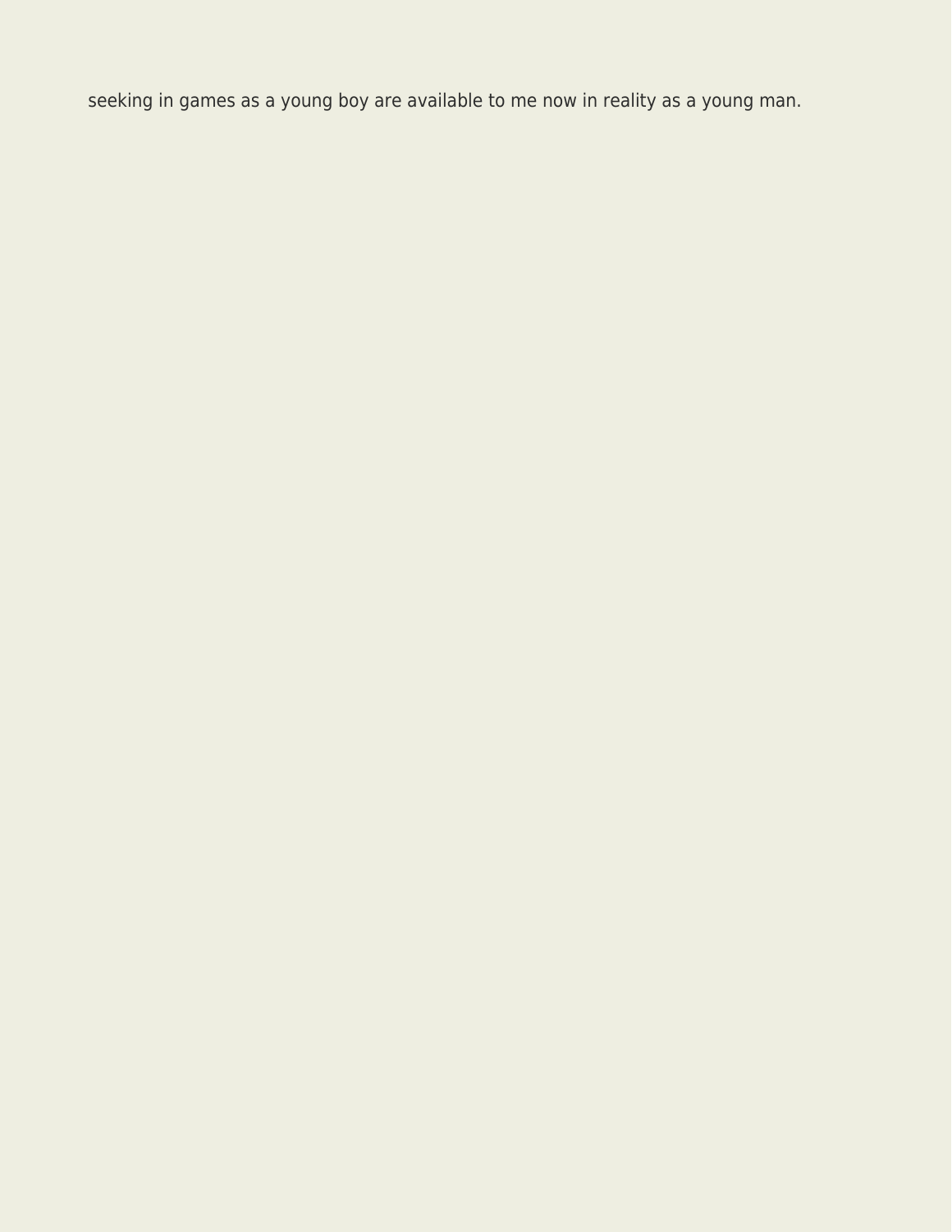seeking in games as a young boy are available to me now in reality as a young man.